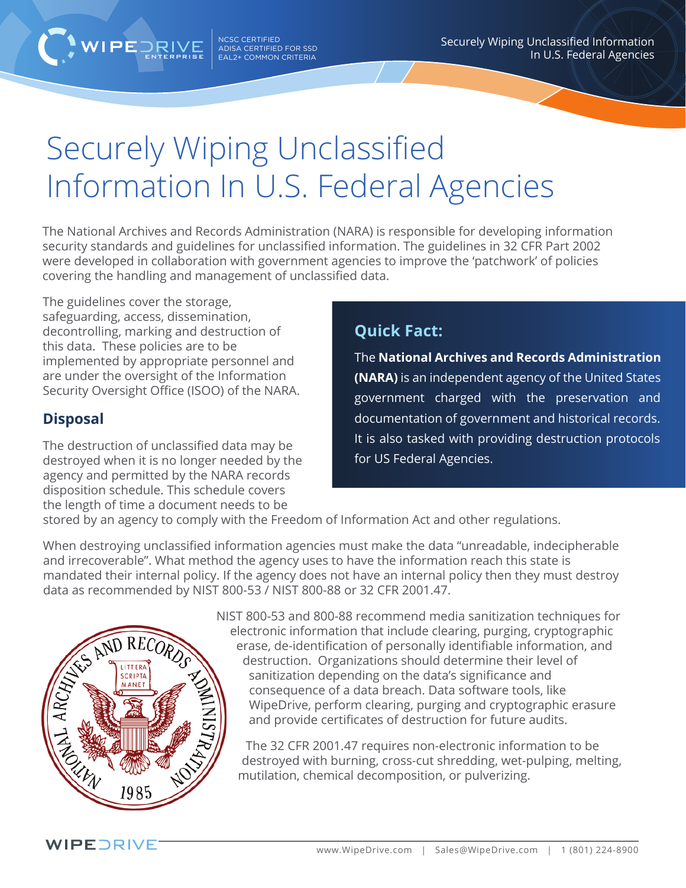# Securely Wiping Unclassified Information In U.S. Federal Agencies

The National Archives and Records Administration (NARA) is responsible for developing information security standards and guidelines for unclassified information. The guidelines in 32 CFR Part 2002 were developed in collaboration with government agencies to improve the 'patchwork' of policies covering the handling and management of unclassified data.

The guidelines cover the storage, safeguarding, access, dissemination, decontrolling, marking and destruction of this data. These policies are to be implemented by appropriate personnel and are under the oversight of the Information Security Oversight Office (ISOO) of the NARA.

### Quick Fact:

The **National Archives and Records Administration (NARA)** is an independent agency of the United States government charged with the preservation and documentation of government and historical records. It is also tasked with providing destruction protocols for US Federal Agencies.

## Disposal

The destruction of unclassified data may be destroyed when it is no longer needed by the agency and permitted by the NARA records disposition schedule. This schedule covers the length of time a document needs to be stored by an agency to comply with the Freedom of Information Act and other regulations.

When destroying unclassified information agencies must make the data "unreadable, indecipherable and irrecoverable". What method the agency uses to have the information reach this state is mandated their internal policy. If the agency does not have an internal policy then they must destroy data as recommended by NIST 800-53 / NIST 800-88 or 32 CFR 2001.47.

NIST 800-53 and 800-88 recommend media sanitization techniques for electronic information that include clearing, purging, cryptographic erase, de-identification of personally identifiable information, and destruction. Organizations should determine their level of sanitization depending on the data's significance and consequence of a data breach. Data software tools, like WipeDrive, perform clearing, purging and cryptographic erasure and provide certificates of destruction for future audits.

The 32 CFR 2001.47 requires non-electronic information to be destroyed with burning, cross-cut shredding, wet-pulping, melting, mutilation, chemical decomposition, or pulverizing.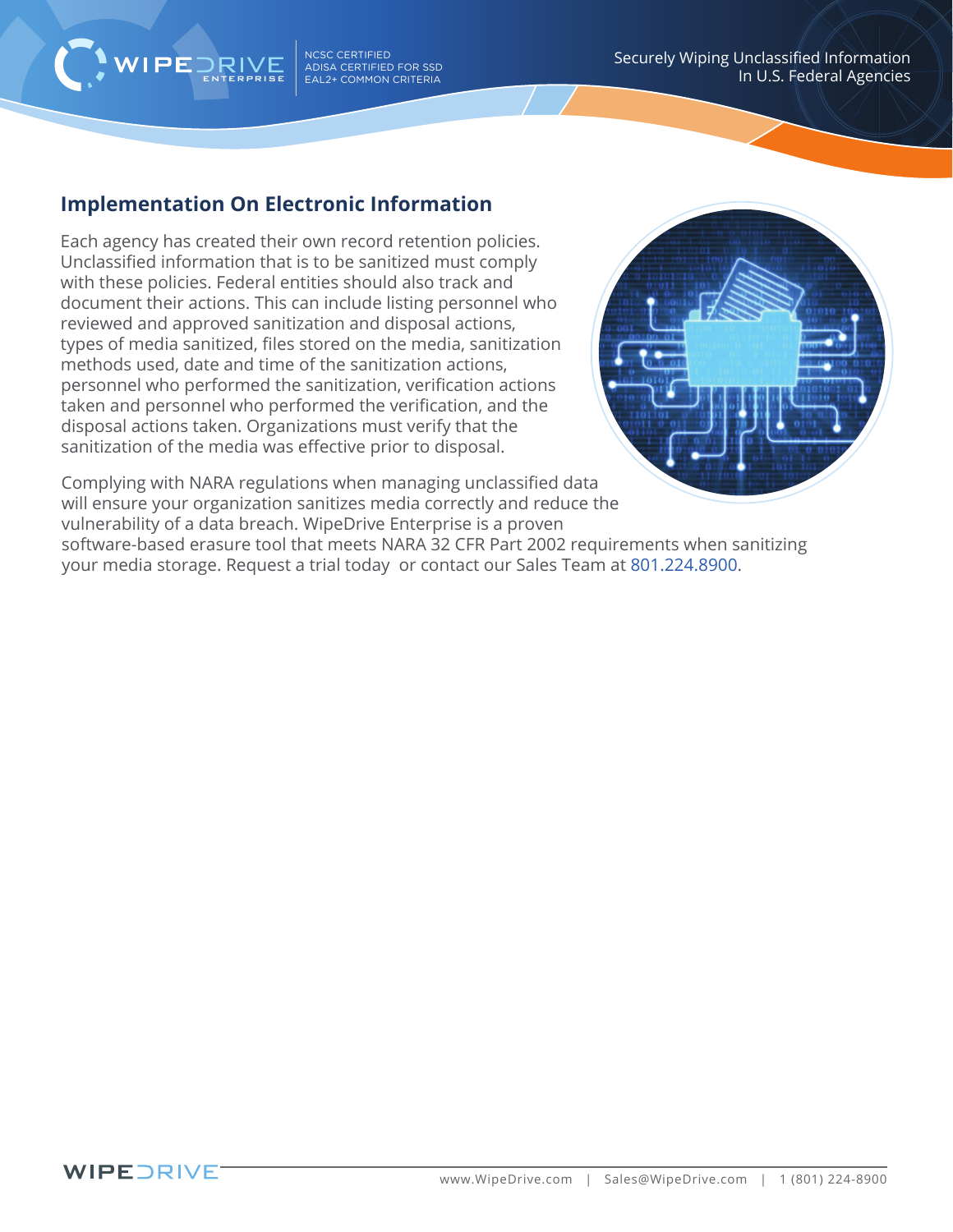## Implementation On Electronic Information

Each agency has created their own record retention policies. Unclassified information that is to be sanitized must comply with these policies. Federal entities should also track and document their actions. This can include listing personnel who reviewed and approved sanitization and disposal actions, types of media sanitized, files stored on the media, sanitization methods used, date and time of the sanitization actions, personnel who performed the sanitization, verification actions taken and personnel who performed the verification, and the disposal actions taken. Organizations must verify that the sanitization of the media was effective prior to disposal.

Complying with NARA regulations when managing unclassified data will ensure your organization sanitizes media correctly and reduce the vulnerability of a data breach. WipeDrive Enterprise is a proven software-based erasure tool that meets NARA 32 CFR Part 2002 requirements when sanitizing your media storage. Request a trial today or contact our Sales Team at 801.224.8900.